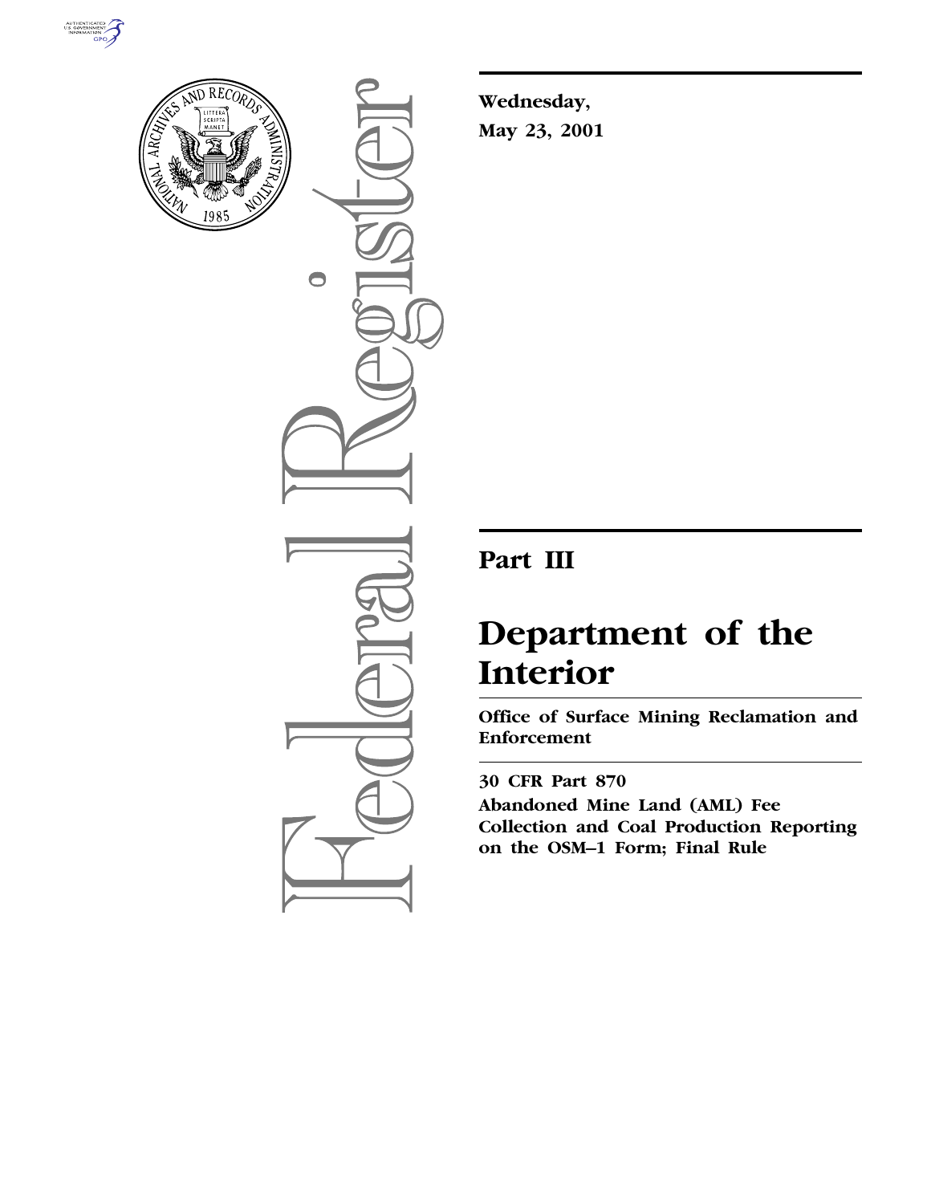**Wednesday,**
**May 23, 2001**

## Part III

# Department of the Interior

**Office of Surface Mining Reclamation and Enforcement**

**30 CFR Part 870**

**Abandoned Mine Land (AML) Fee Collection and Coal Production Reporting on the OSM–1 Form; Final Rule**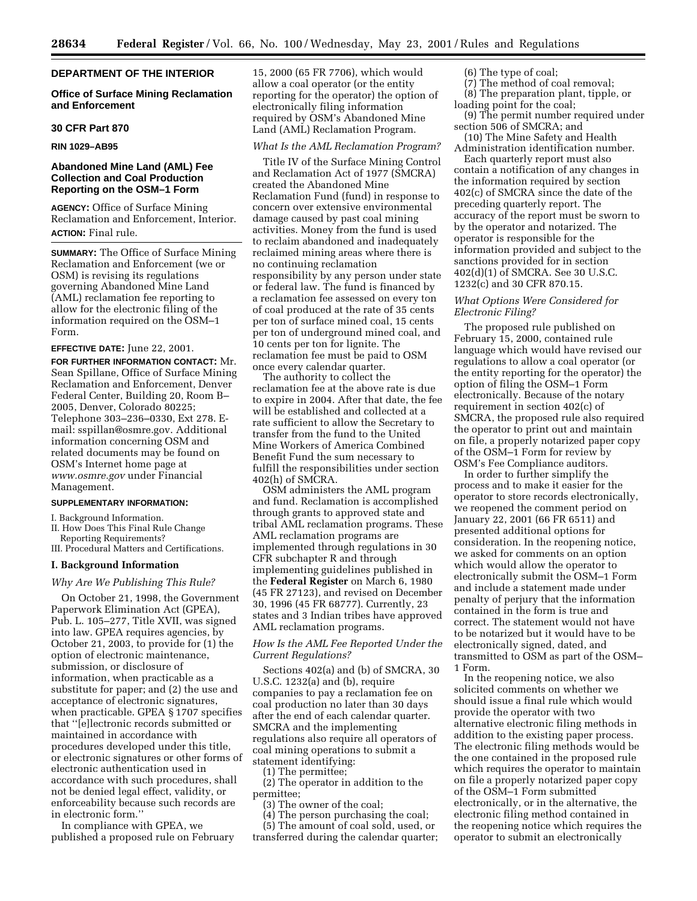## DEPARTMENT OF THE INTERIOR

### Office of Surface Mining Reclamation and Enforcement

### 30 CFR Part 870

### RIN 1029–AB95

## Abandoned Mine Land (AML) Fee Collection and Coal Production Reporting on the OSM–1 Form

**AGENCY:** Office of Surface Mining Reclamation and Enforcement, Interior.

**ACTION:** Final rule.

**SUMMARY:** The Office of Surface Mining Reclamation and Enforcement (we or OSM) is revising its regulations governing Abandoned Mine Land (AML) reclamation fee reporting to allow for the electronic filing of the information required on the OSM–1 Form.

**EFFECTIVE DATE:** June 22, 2001.

**FOR FURTHER INFORMATION CONTACT:** Mr. Sean Spillane, Office of Surface Mining Reclamation and Enforcement, Denver Federal Center, Building 20, Room B–2005, Denver, Colorado 80225; Telephone 303–236–0330, Ext 278. E-mail: sspillan@osmre.gov. Additional information concerning OSM and related documents may be found on OSM's Internet home page at *www.osmre.gov* under Financial Management.

**SUPPLEMENTARY INFORMATION:**

I. Background Information.
II. How Does This Final Rule Change Reporting Requirements?
III. Procedural Matters and Certifications.

### I. Background Information

*Why Are We Publishing This Rule?*

On October 21, 1998, the Government Paperwork Elimination Act (GPEA), Pub. L. 105–277, Title XVII, was signed into law. GPEA requires agencies, by October 21, 2003, to provide for (1) the option of electronic maintenance, submission, or disclosure of information, when practicable as a substitute for paper; and (2) the use and acceptance of electronic signatures, when practicable. GPEA § 1707 specifies that ''[e]lectronic records submitted or maintained in accordance with procedures developed under this title, or electronic signatures or other forms of electronic authentication used in accordance with such procedures, shall not be denied legal effect, validity, or enforceability because such records are in electronic form.''

In compliance with GPEA, we published a proposed rule on February 15, 2000 (65 FR 7706), which would allow a coal operator (or the entity reporting for the operator) the option of electronically filing information required by OSM's Abandoned Mine Land (AML) Reclamation Program.

*What Is the AML Reclamation Program?*

Title IV of the Surface Mining Control and Reclamation Act of 1977 (SMCRA) created the Abandoned Mine Reclamation Fund (fund) in response to concern over extensive environmental damage caused by past coal mining activities. Money from the fund is used to reclaim abandoned and inadequately reclaimed mining areas where there is no continuing reclamation responsibility by any person under state or federal law. The fund is financed by a reclamation fee assessed on every ton of coal produced at the rate of 35 cents per ton of surface mined coal, 15 cents per ton of underground mined coal, and 10 cents per ton for lignite. The reclamation fee must be paid to OSM once every calendar quarter.

The authority to collect the reclamation fee at the above rate is due to expire in 2004. After that date, the fee will be established and collected at a rate sufficient to allow the Secretary to transfer from the fund to the United Mine Workers of America Combined Benefit Fund the sum necessary to fulfill the responsibilities under section 402(h) of SMCRA.

OSM administers the AML program and fund. Reclamation is accomplished through grants to approved state and tribal AML reclamation programs. These AML reclamation programs are implemented through regulations in 30 CFR subchapter R and through implementing guidelines published in the **Federal Register** on March 6, 1980 (45 FR 27123), and revised on December 30, 1996 (45 FR 68777). Currently, 23 states and 3 Indian tribes have approved AML reclamation programs.

*How Is the AML Fee Reported Under the Current Regulations?*

Sections 402(a) and (b) of SMCRA, 30 U.S.C. 1232(a) and (b), require companies to pay a reclamation fee on coal production no later than 30 days after the end of each calendar quarter. SMCRA and the implementing regulations also require all operators of coal mining operations to submit a statement identifying:

(1) The permittee;
(2) The operator in addition to the permittee;
(3) The owner of the coal;
(4) The person purchasing the coal;
(5) The amount of coal sold, used, or transferred during the calendar quarter;
(6) The type of coal;
(7) The method of coal removal;
(8) The preparation plant, tipple, or loading point for the coal;
(9) The permit number required under section 506 of SMCRA; and
(10) The Mine Safety and Health Administration identification number.

Each quarterly report must also contain a notification of any changes in the information required by section 402(c) of SMCRA since the date of the preceding quarterly report. The accuracy of the report must be sworn to by the operator and notarized. The operator is responsible for the information provided and subject to the sanctions provided for in section 402(d)(1) of SMCRA. See 30 U.S.C. 1232(c) and 30 CFR 870.15.

*What Options Were Considered for Electronic Filing?*

The proposed rule published on February 15, 2000, contained rule language which would have revised our regulations to allow a coal operator (or the entity reporting for the operator) the option of filing the OSM–1 Form electronically. Because of the notary requirement in section 402(c) of SMCRA, the proposed rule also required the operator to print out and maintain on file, a properly notarized paper copy of the OSM–1 Form for review by OSM's Fee Compliance auditors.

In order to further simplify the process and to make it easier for the operator to store records electronically, we reopened the comment period on January 22, 2001 (66 FR 6511) and presented additional options for consideration. In the reopening notice, we asked for comments on an option which would allow the operator to electronically submit the OSM–1 Form and include a statement made under penalty of perjury that the information contained in the form is true and correct. The statement would not have to be notarized but it would have to be electronically signed, dated, and transmitted to OSM as part of the OSM–1 Form.

In the reopening notice, we also solicited comments on whether we should issue a final rule which would provide the operator with two alternative electronic filing methods in addition to the existing paper process. The electronic filing methods would be the one contained in the proposed rule which requires the operator to maintain on file a properly notarized paper copy of the OSM–1 Form submitted electronically, or in the alternative, the electronic filing method contained in the reopening notice which requires the operator to submit an electronically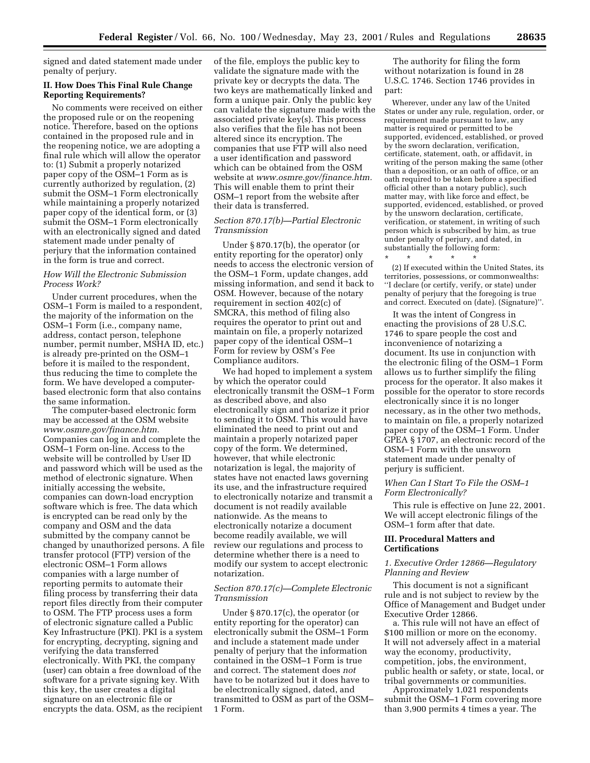signed and dated statement made under penalty of perjury.

## II. How Does This Final Rule Change Reporting Requirements?

No comments were received on either the proposed rule or on the reopening notice. Therefore, based on the options contained in the proposed rule and in the reopening notice, we are adopting a final rule which will allow the operator to: (1) Submit a properly notarized paper copy of the OSM–1 Form as is currently authorized by regulation, (2) submit the OSM–1 Form electronically while maintaining a properly notarized paper copy of the identical form, or (3) submit the OSM–1 Form electronically with an electronically signed and dated statement made under penalty of perjury that the information contained in the form is true and correct.

### *How Will the Electronic Submission Process Work?*

Under current procedures, when the OSM–1 Form is mailed to a respondent, the majority of the information on the OSM–1 Form (i.e., company name, address, contact person, telephone number, permit number, MSHA ID, etc.) is already pre-printed on the OSM–1 before it is mailed to the respondent, thus reducing the time to complete the form. We have developed a computer-based electronic form that also contains the same information.

The computer-based electronic form may be accessed at the OSM website *www.osmre.gov/finance.htm.* Companies can log in and complete the OSM–1 Form on-line. Access to the website will be controlled by User ID and password which will be used as the method of electronic signature. When initially accessing the website, companies can down-load encryption software which is free. The data which is encrypted can be read only by the company and OSM and the data submitted by the company cannot be changed by unauthorized persons. A file transfer protocol (FTP) version of the electronic OSM–1 Form allows companies with a large number of reporting permits to automate their filing process by transferring their data report files directly from their computer to OSM. The FTP process uses a form of electronic signature called a Public Key Infrastructure (PKI). PKI is a system for encrypting, decrypting, signing and verifying the data transferred electronically. With PKI, the company (user) can obtain a free download of the software for a private signing key. With this key, the user creates a digital signature on an electronic file or encrypts the data. OSM, as the recipient of the file, employs the public key to validate the signature made with the private key or decrypts the data. The two keys are mathematically linked and form a unique pair. Only the public key can validate the signature made with the associated private key(s). This process also verifies that the file has not been altered since its encryption. The companies that use FTP will also need a user identification and password which can be obtained from the OSM website at *www.osmre.gov/finance.htm.* This will enable them to print their OSM–1 report from the website after their data is transferred.

### *Section 870.17(b)—Partial Electronic Transmission*

Under § 870.17(b), the operator (or entity reporting for the operator) only needs to access the electronic version of the OSM–1 Form, update changes, add missing information, and send it back to OSM. However, because of the notary requirement in section 402(c) of SMCRA, this method of filing also requires the operator to print out and maintain on file, a properly notarized paper copy of the identical OSM–1 Form for review by OSM's Fee Compliance auditors.

We had hoped to implement a system by which the operator could electronically transmit the OSM–1 Form as described above, and also electronically sign and notarize it prior to sending it to OSM. This would have eliminated the need to print out and maintain a properly notarized paper copy of the form. We determined, however, that while electronic notarization is legal, the majority of states have not enacted laws governing its use, and the infrastructure required to electronically notarize and transmit a document is not readily available nationwide. As the means to electronically notarize a document become readily available, we will review our regulations and process to determine whether there is a need to modify our system to accept electronic notarization.

### *Section 870.17(c)—Complete Electronic Transmission*

Under § 870.17(c), the operator (or entity reporting for the operator) can electronically submit the OSM–1 Form and include a statement made under penalty of perjury that the information contained in the OSM–1 Form is true and correct. The statement does *not* have to be notarized but it does have to be electronically signed, dated, and transmitted to OSM as part of the OSM–1 Form.

The authority for filing the form without notarization is found in 28 U.S.C. 1746. Section 1746 provides in part:

> Wherever, under any law of the United States or under any rule, regulation, order, or requirement made pursuant to law, any matter is required or permitted to be supported, evidenced, established, or proved by the sworn declaration, verification, certificate, statement, oath, or affidavit, in writing of the person making the same (other than a deposition, or an oath of office, or an oath required to be taken before a specified official other than a notary public), such matter may, with like force and effect, be supported, evidenced, established, or proved by the unsworn declaration, certificate, verification, or statement, in writing of such person which is subscribed by him, as true under penalty of perjury, and dated, in substantially the following form:
>
> \* \* \* \* \*
>
> (2) If executed within the United States, its territories, possessions, or commonwealths: ''I declare (or certify, verify, or state) under penalty of perjury that the foregoing is true and correct. Executed on (date). (Signature)''.

It was the intent of Congress in enacting the provisions of 28 U.S.C. 1746 to spare people the cost and inconvenience of notarizing a document. Its use in conjunction with the electronic filing of the OSM–1 Form allows us to further simplify the filing process for the operator. It also makes it possible for the operator to store records electronically since it is no longer necessary, as in the other two methods, to maintain on file, a properly notarized paper copy of the OSM–1 Form. Under GPEA § 1707, an electronic record of the OSM–1 Form with the unsworn statement made under penalty of perjury is sufficient.

### *When Can I Start To File the OSM–1 Form Electronically?*

This rule is effective on June 22, 2001. We will accept electronic filings of the OSM–1 form after that date.

## III. Procedural Matters and Certifications

### *1. Executive Order 12866—Regulatory Planning and Review*

This document is not a significant rule and is not subject to review by the Office of Management and Budget under Executive Order 12866.

a. This rule will not have an effect of $100 million or more on the economy. It will not adversely affect in a material way the economy, productivity, competition, jobs, the environment, public health or safety, or state, local, or tribal governments or communities.

Approximately 1,021 respondents submit the OSM–1 Form covering more than 3,900 permits 4 times a year. The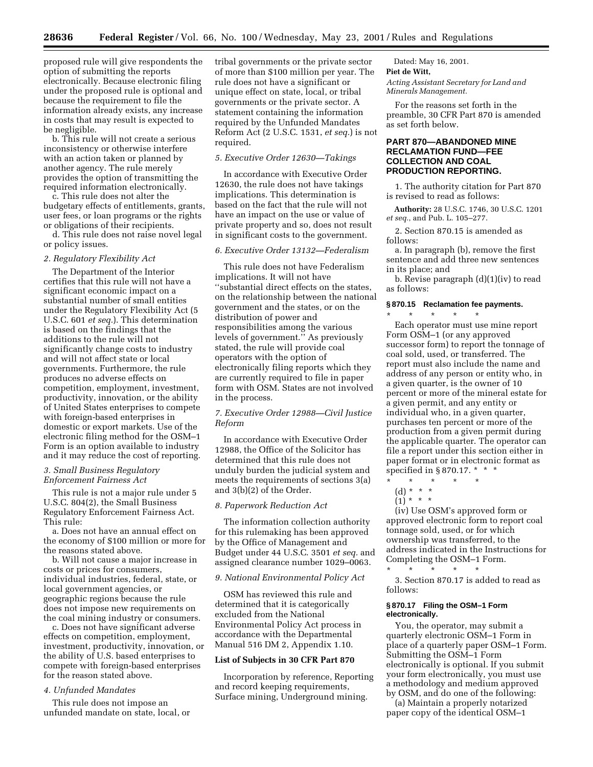proposed rule will give respondents the option of submitting the reports electronically. Because electronic filing under the proposed rule is optional and because the requirement to file the information already exists, any increase in costs that may result is expected to be negligible.

b. This rule will not create a serious inconsistency or otherwise interfere with an action taken or planned by another agency. The rule merely provides the option of transmitting the required information electronically.

c. This rule does not alter the budgetary effects of entitlements, grants, user fees, or loan programs or the rights or obligations of their recipients.

d. This rule does not raise novel legal or policy issues.

*2. Regulatory Flexibility Act*

The Department of the Interior certifies that this rule will not have a significant economic impact on a substantial number of small entities under the Regulatory Flexibility Act (5 U.S.C. 601 *et seq.*). This determination is based on the findings that the additions to the rule will not significantly change costs to industry and will not affect state or local governments. Furthermore, the rule produces no adverse effects on competition, employment, investment, productivity, innovation, or the ability of United States enterprises to compete with foreign-based enterprises in domestic or export markets. Use of the electronic filing method for the OSM–1 Form is an option available to industry and it may reduce the cost of reporting.

*3. Small Business Regulatory Enforcement Fairness Act*

This rule is not a major rule under 5 U.S.C. 804(2), the Small Business Regulatory Enforcement Fairness Act. This rule:

a. Does not have an annual effect on the economy of $100 million or more for the reasons stated above.

b. Will not cause a major increase in costs or prices for consumers, individual industries, federal, state, or local government agencies, or geographic regions because the rule does not impose new requirements on the coal mining industry or consumers.

c. Does not have significant adverse effects on competition, employment, investment, productivity, innovation, or the ability of U.S. based enterprises to compete with foreign-based enterprises for the reason stated above.

*4. Unfunded Mandates*

This rule does not impose an unfunded mandate on state, local, or tribal governments or the private sector of more than $100 million per year. The rule does not have a significant or unique effect on state, local, or tribal governments or the private sector. A statement containing the information required by the Unfunded Mandates Reform Act (2 U.S.C. 1531, *et seq.*) is not required.

*5. Executive Order 12630—Takings*

In accordance with Executive Order 12630, the rule does not have takings implications. This determination is based on the fact that the rule will not have an impact on the use or value of private property and so, does not result in significant costs to the government.

*6. Executive Order 13132—Federalism*

This rule does not have Federalism implications. It will not have "substantial direct effects on the states, on the relationship between the national government and the states, or on the distribution of power and responsibilities among the various levels of government." As previously stated, the rule will provide coal operators with the option of electronically filing reports which they are currently required to file in paper form with OSM. States are not involved in the process.

*7. Executive Order 12988—Civil Justice Reform*

In accordance with Executive Order 12988, the Office of the Solicitor has determined that this rule does not unduly burden the judicial system and meets the requirements of sections 3(a) and 3(b)(2) of the Order.

*8. Paperwork Reduction Act*

The information collection authority for this rulemaking has been approved by the Office of Management and Budget under 44 U.S.C. 3501 *et seq.* and assigned clearance number 1029–0063.

*9. National Environmental Policy Act*

OSM has reviewed this rule and determined that it is categorically excluded from the National Environmental Policy Act process in accordance with the Departmental Manual 516 DM 2, Appendix 1.10.

**List of Subjects in 30 CFR Part 870**

Incorporation by reference, Reporting and record keeping requirements, Surface mining, Underground mining.

Dated: May 16, 2001.

**Piet de Witt,**

*Acting Assistant Secretary for Land and Minerals Management.*

For the reasons set forth in the preamble, 30 CFR Part 870 is amended as set forth below.

## PART 870—ABANDONED MINE RECLAMATION FUND—FEE COLLECTION AND COAL PRODUCTION REPORTING.

1. The authority citation for Part 870 is revised to read as follows:

**Authority:** 28 U.S.C. 1746, 30 U.S.C. 1201 *et seq.*, and Pub. L. 105–277.

2. Section 870.15 is amended as follows:

a. In paragraph (b), remove the first sentence and add three new sentences in its place; and

b. Revise paragraph (d)(1)(iv) to read as follows:

### § 870.15 Reclamation fee payments.

\* \* \* \* \*

Each operator must use mine report Form OSM–1 (or any approved successor form) to report the tonnage of coal sold, used, or transferred. The report must also include the name and address of any person or entity who, in a given quarter, is the owner of 10 percent or more of the mineral estate for a given permit, and any entity or individual who, in a given quarter, purchases ten percent or more of the production from a given permit during the applicable quarter. The operator can file a report under this section either in paper format or in electronic format as specified in § 870.17. \* \* \*

\* \* \* \* \*

(d) \* \* \*

(1) \* \* \*

(iv) Use OSM's approved form or approved electronic form to report coal tonnage sold, used, or for which ownership was transferred, to the address indicated in the Instructions for Completing the OSM–1 Form.

\* \* \* \* \*

3. Section 870.17 is added to read as follows:

### § 870.17 Filing the OSM–1 Form electronically.

You, the operator, may submit a quarterly electronic OSM–1 Form in place of a quarterly paper OSM–1 Form. Submitting the OSM–1 Form electronically is optional. If you submit your form electronically, you must use a methodology and medium approved by OSM, and do one of the following:

(a) Maintain a properly notarized paper copy of the identical OSM–1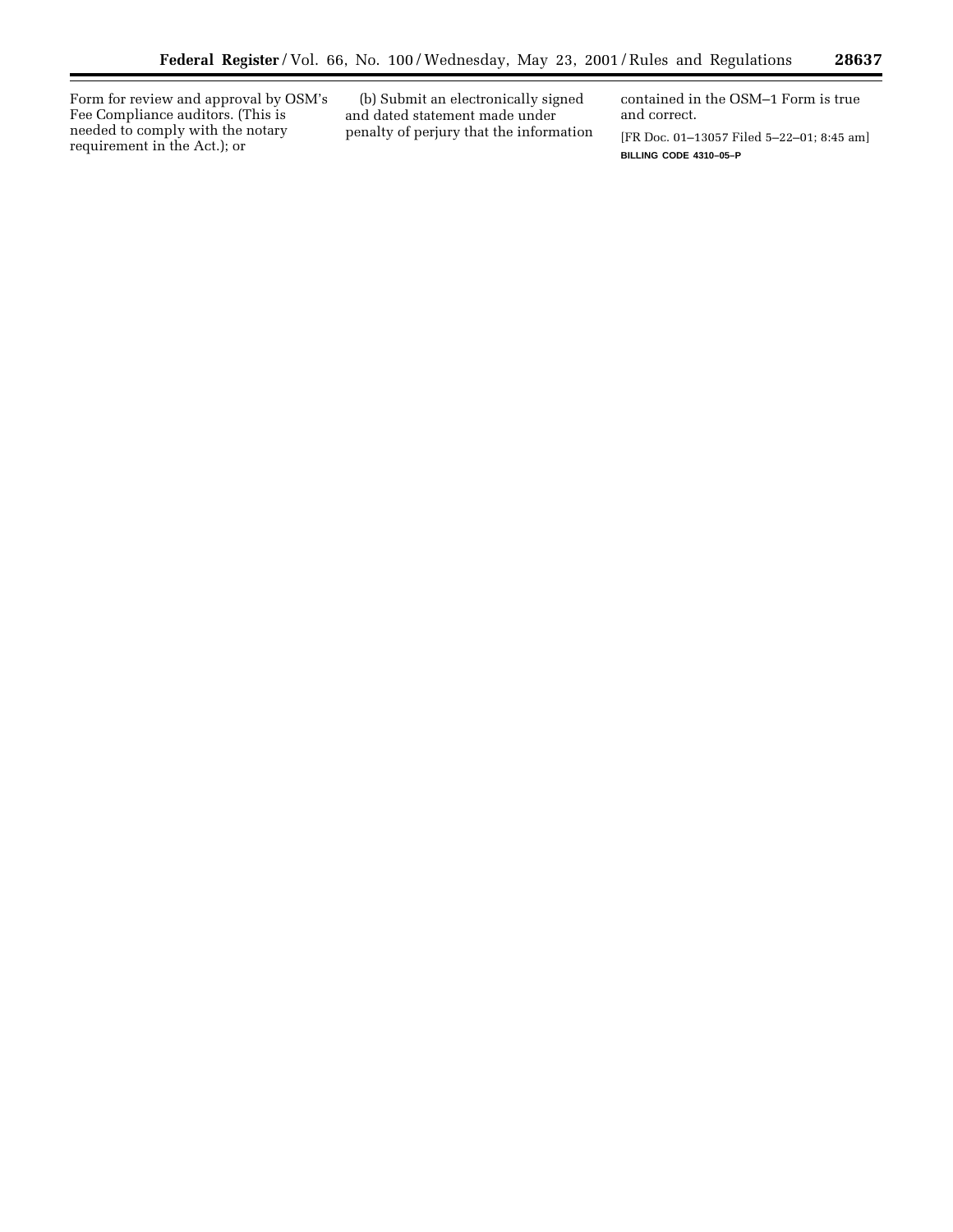Form for review and approval by OSM's Fee Compliance auditors. (This is needed to comply with the notary requirement in the Act.); or

(b) Submit an electronically signed and dated statement made under penalty of perjury that the information contained in the OSM–1 Form is true and correct.

[FR Doc. 01–13057 Filed 5–22–01; 8:45 am]

**BILLING CODE 4310–05–P**